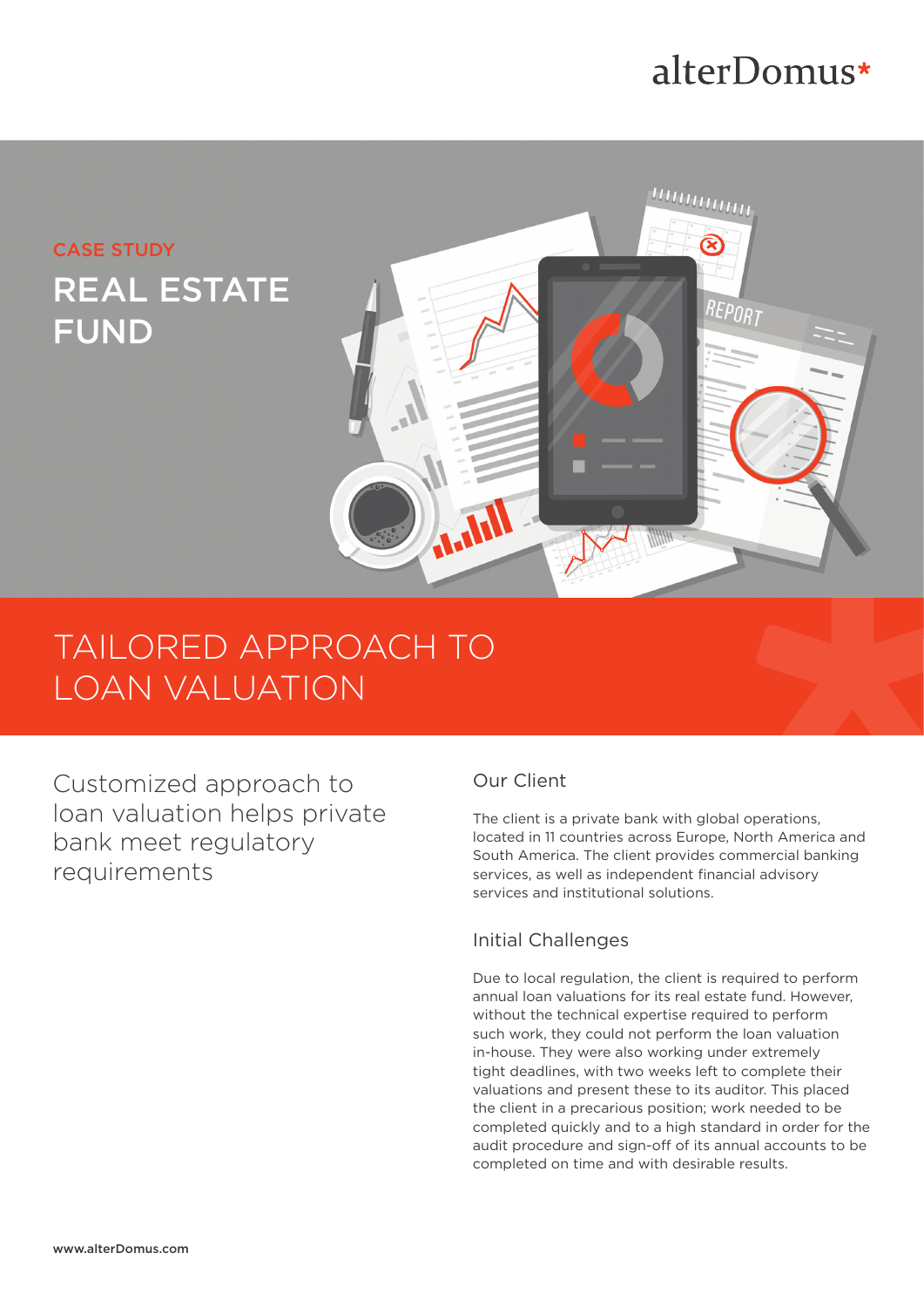alterDomus*

CASE STUDY

# REAL ESTATE FUND

# TAILORED APPROACH TO LOAN VALUATION

Customized approach to loan valuation helps private bank meet regulatory requirements

## Our Client

The client is a private bank with global operations, located in 11 countries across Europe, North America and South America. The client provides commercial banking services, as well as independent financial advisory services and institutional solutions.

## Initial Challenges

Due to local regulation, the client is required to perform annual loan valuations for its real estate fund. However, without the technical expertise required to perform such work, they could not perform the loan valuation in-house. They were also working under extremely tight deadlines, with two weeks left to complete their valuations and present these to its auditor. This placed the client in a precarious position; work needed to be completed quickly and to a high standard in order for the audit procedure and sign-off of its annual accounts to be completed on time and with desirable results.

www.alterDomus.com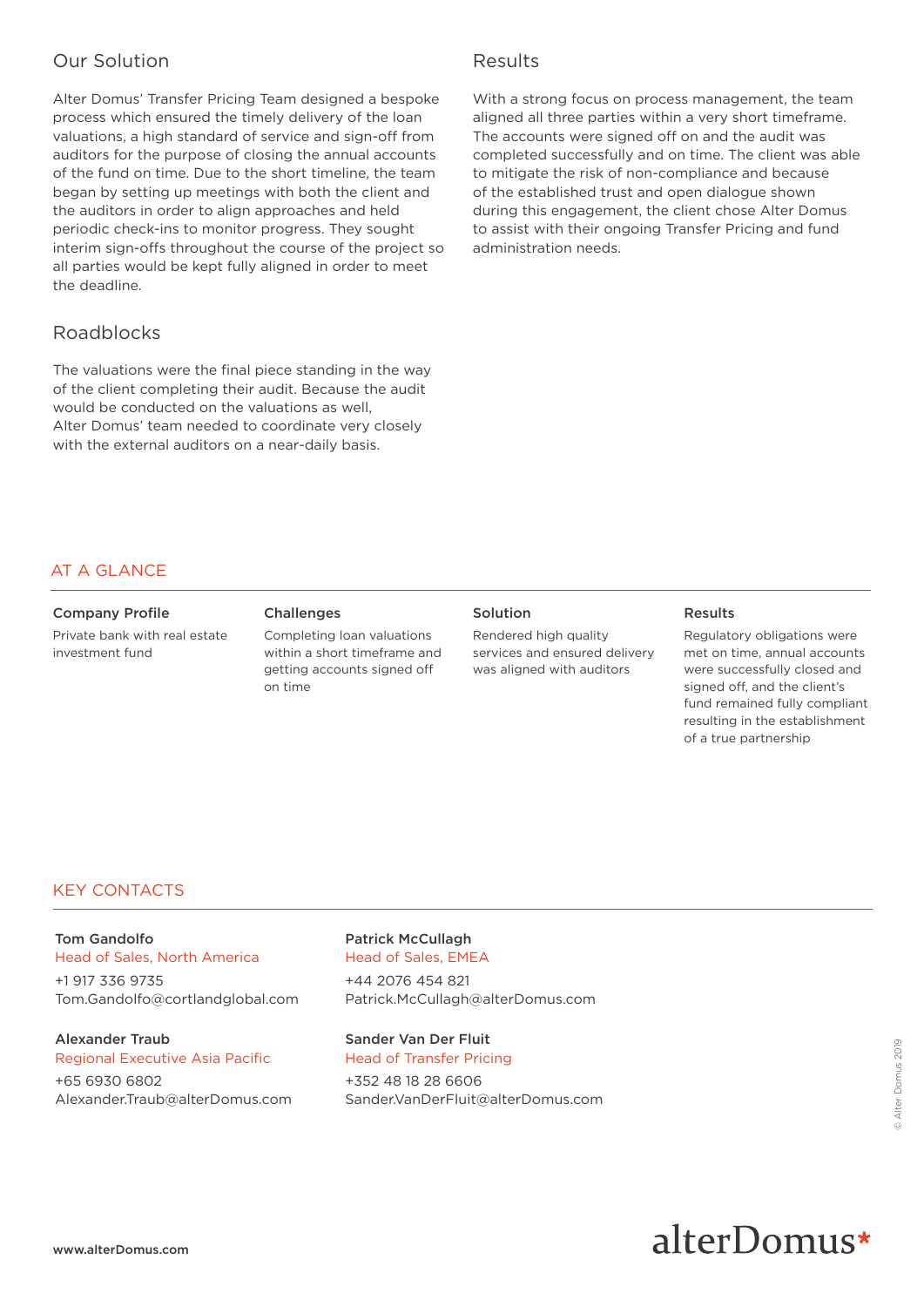## Our Solution

Alter Domus' Transfer Pricing Team designed a bespoke process which ensured the timely delivery of the loan valuations, a high standard of service and sign-off from auditors for the purpose of closing the annual accounts of the fund on time. Due to the short timeline, the team began by setting up meetings with both the client and the auditors in order to align approaches and held periodic check-ins to monitor progress. They sought interim sign-offs throughout the course of the project so all parties would be kept fully aligned in order to meet the deadline.

## Roadblocks

The valuations were the final piece standing in the way of the client completing their audit. Because the audit would be conducted on the valuations as well, Alter Domus' team needed to coordinate very closely with the external auditors on a near-daily basis.

## Results

With a strong focus on process management, the team aligned all three parties within a very short timeframe. The accounts were signed off on and the audit was completed successfully and on time. The client was able to mitigate the risk of non-compliance and because of the established trust and open dialogue shown during this engagement, the client chose Alter Domus to assist with their ongoing Transfer Pricing and fund administration needs.

## AT A GLANCE

**Company Profile**

Private bank with real estate investment fund

**Challenges**

Completing loan valuations within a short timeframe and getting accounts signed off on time

**Solution**

Rendered high quality services and ensured delivery was aligned with auditors

**Results**

Regulatory obligations were met on time, annual accounts were successfully closed and signed off, and the client's fund remained fully compliant resulting in the establishment of a true partnership

## KEY CONTACTS

**Tom Gandolfo**
Head of Sales, North America
+1 917 336 9735
Tom.Gandolfo@cortlandglobal.com

**Patrick McCullagh**
Head of Sales, EMEA
+44 2076 454 821
Patrick.McCullagh@alterDomus.com

**Alexander Traub**
Regional Executive Asia Pacific
+65 6930 6802
Alexander.Traub@alterDomus.com

**Sander Van Der Fluit**
Head of Transfer Pricing
+352 48 18 28 6606
Sander.VanDerFluit@alterDomus.com

© Alter Domus 2019

www.alterDomus.com

alterDomus*